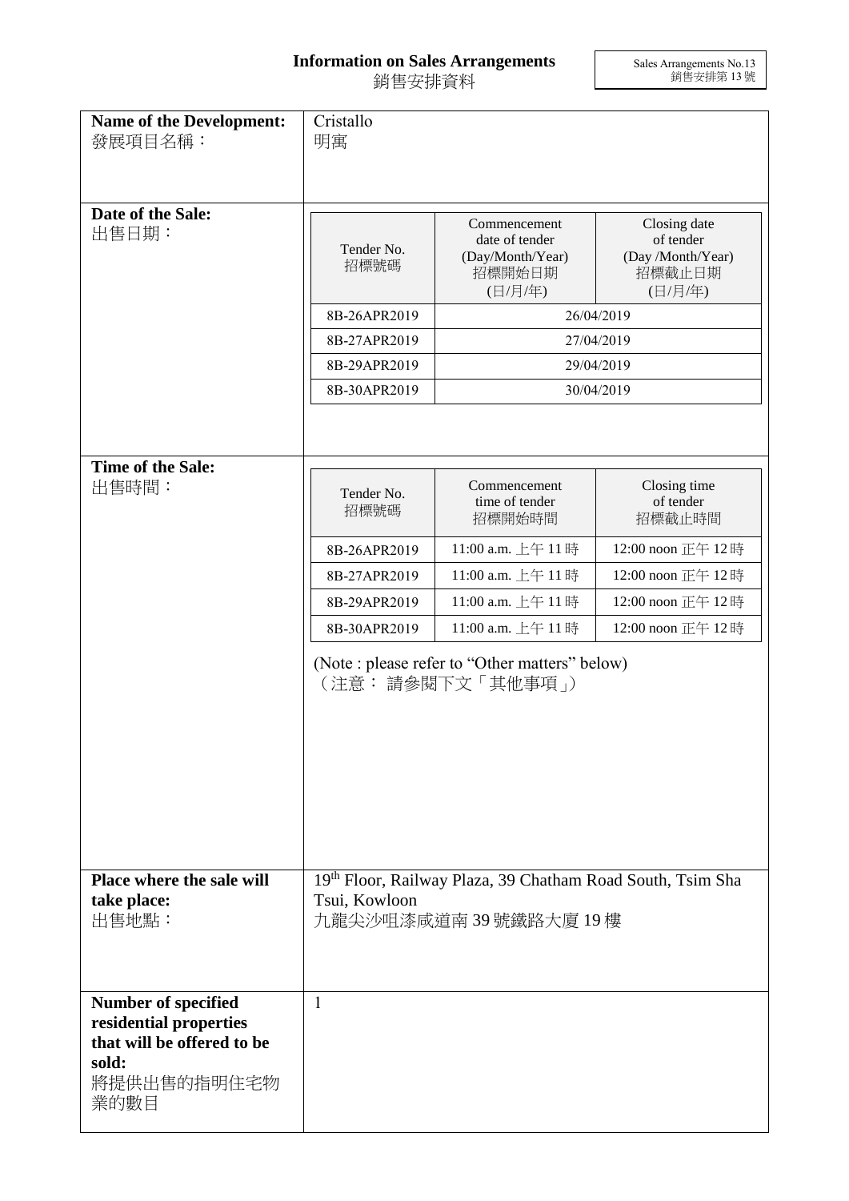# Information on Sales Arrangements
# 銷售安排資料

Sales Arrangements No.13
銷售安排第 13 號

**Name of the Development:**
發展項目名稱：

Cristallo
明寓

**Date of the Sale:**
出售日期：

| Tender No. 招標號碼 | Commencement date of tender (Day/Month/Year) 招標開始日期 (日/月/年) | Closing date of tender (Day /Month/Year) 招標截止日期 (日/月/年) |
|---|---|---|
| 8B-26APR2019 | 26/04/2019 | |
| 8B-27APR2019 | 27/04/2019 | |
| 8B-29APR2019 | 29/04/2019 | |
| 8B-30APR2019 | 30/04/2019 | |

**Time of the Sale:**
出售時間：

| Tender No. 招標號碼 | Commencement time of tender 招標開始時間 | Closing time of tender 招標截止時間 |
|---|---|---|
| 8B-26APR2019 | 11:00 a.m. 上午 11 時 | 12:00 noon 正午 12 時 |
| 8B-27APR2019 | 11:00 a.m. 上午 11 時 | 12:00 noon 正午 12 時 |
| 8B-29APR2019 | 11:00 a.m. 上午 11 時 | 12:00 noon 正午 12 時 |
| 8B-30APR2019 | 11:00 a.m. 上午 11 時 | 12:00 noon 正午 12 時 |

(Note : please refer to "Other matters" below)
（注意： 請參閱下文「其他事項」）

**Place where the sale will take place:**
出售地點：

19th Floor, Railway Plaza, 39 Chatham Road South, Tsim Sha Tsui, Kowloon
九龍尖沙咀漆咸道南 39 號鐵路大廈 19 樓

**Number of specified residential properties that will be offered to be sold:**
將提供出售的指明住宅物業的數目

1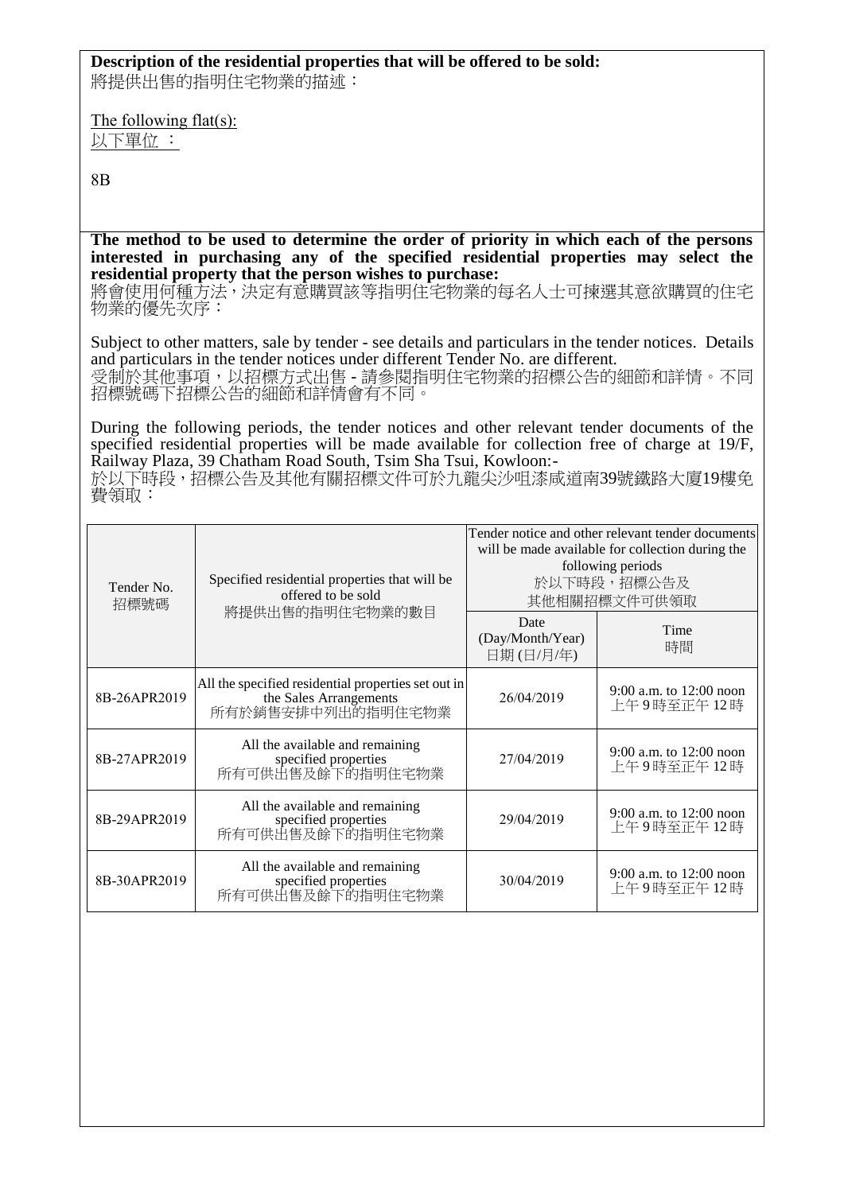**Description of the residential properties that will be offered to be sold:**
將提供出售的指明住宅物業的描述：

The following flat(s):
以下單位 ：

8B

**The method to be used to determine the order of priority in which each of the persons interested in purchasing any of the specified residential properties may select the residential property that the person wishes to purchase:**
將會使用何種方法，決定有意購買該等指明住宅物業的每名人士可揀選其意欲購買的住宅物業的優先次序：

Subject to other matters, sale by tender - see details and particulars in the tender notices. Details and particulars in the tender notices under different Tender No. are different.
受制於其他事項，以招標方式出售 - 請參閱指明住宅物業的招標公告的細節和詳情。不同招標號碼下招標公告的細節和詳情會有不同。

During the following periods, the tender notices and other relevant tender documents of the specified residential properties will be made available for collection free of charge at 19/F, Railway Plaza, 39 Chatham Road South, Tsim Sha Tsui, Kowloon:-
於以下時段，招標公告及其他有關招標文件可於九龍尖沙咀漆咸道南39號鐵路大廈19樓免費領取：

| Tender No. 招標號碼 | Specified residential properties that will be offered to be sold 將提供出售的指明住宅物業的數目 | Tender notice and other relevant tender documents will be made available for collection during the following periods 於以下時段，招標公告及其他相關招標文件可供領取 | |
|---|---|---|---|
| | | Date (Day/Month/Year) 日期 (日/月/年) | Time 時間 |
| 8B-26APR2019 | All the specified residential properties set out in the Sales Arrangements 所有於銷售安排中列出的指明住宅物業 | 26/04/2019 | 9:00 a.m. to 12:00 noon 上午 9 時至正午 12 時 |
| 8B-27APR2019 | All the available and remaining specified properties 所有可供出售及餘下的指明住宅物業 | 27/04/2019 | 9:00 a.m. to 12:00 noon 上午 9 時至正午 12 時 |
| 8B-29APR2019 | All the available and remaining specified properties 所有可供出售及餘下的指明住宅物業 | 29/04/2019 | 9:00 a.m. to 12:00 noon 上午 9 時至正午 12 時 |
| 8B-30APR2019 | All the available and remaining specified properties 所有可供出售及餘下的指明住宅物業 | 30/04/2019 | 9:00 a.m. to 12:00 noon 上午 9 時至正午 12 時 |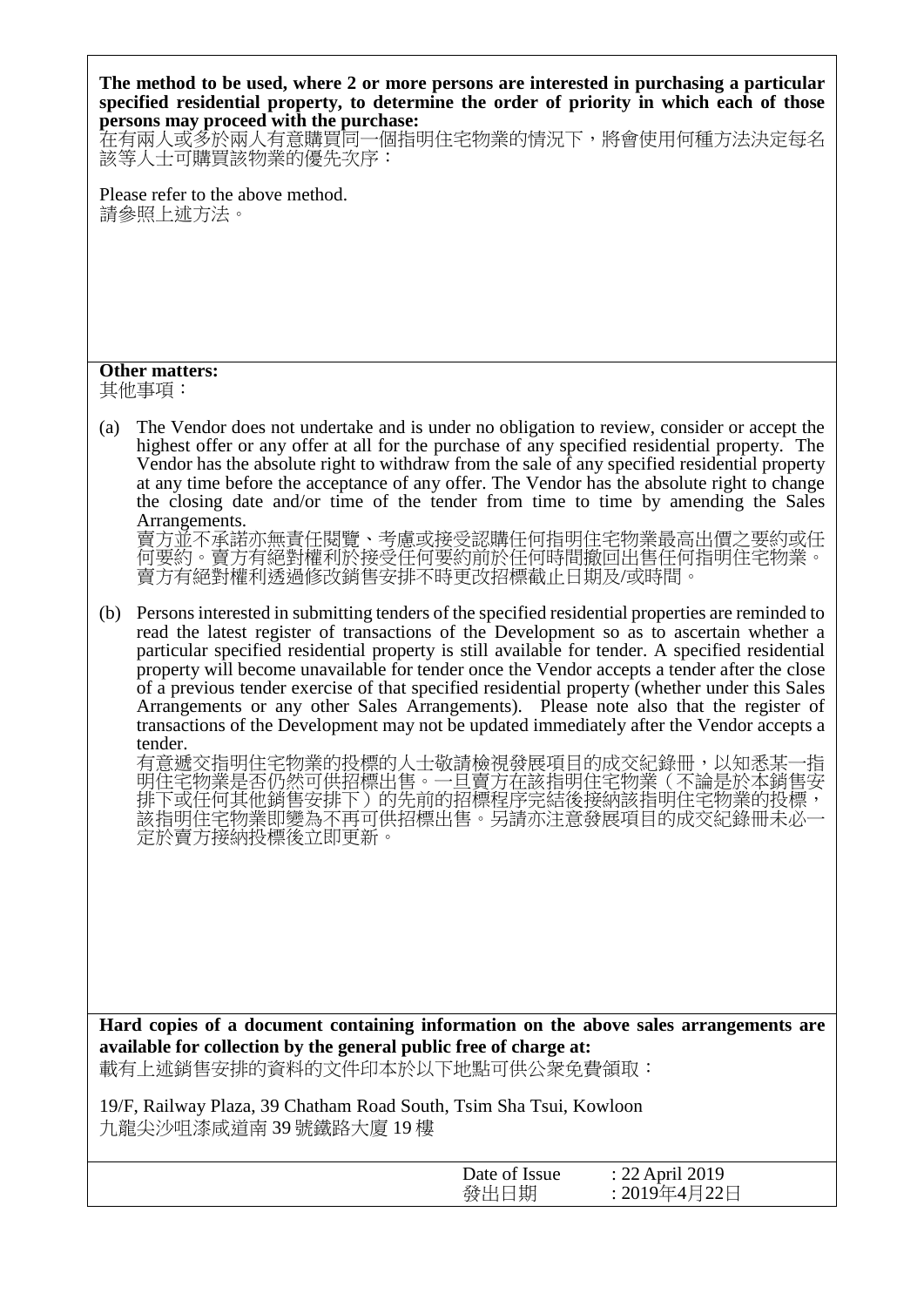**The method to be used, where 2 or more persons are interested in purchasing a particular specified residential property, to determine the order of priority in which each of those persons may proceed with the purchase:**
在有兩人或多於兩人有意購買同一個指明住宅物業的情況下，將會使用何種方法決定每名該等人士可購買該物業的優先次序：

Please refer to the above method.
請參照上述方法。

**Other matters:**
其他事項：

(a) The Vendor does not undertake and is under no obligation to review, consider or accept the highest offer or any offer at all for the purchase of any specified residential property. The Vendor has the absolute right to withdraw from the sale of any specified residential property at any time before the acceptance of any offer. The Vendor has the absolute right to change the closing date and/or time of the tender from time to time by amending the Sales Arrangements.
賣方並不承諾亦無責任閱覽、考慮或接受認購任何指明住宅物業最高出價之要約或任何要約。賣方有絕對權利於接受任何要約前於任何時間撤回出售任何指明住宅物業。賣方有絕對權利透過修改銷售安排不時更改招標截止日期及/或時間。

(b) Persons interested in submitting tenders of the specified residential properties are reminded to read the latest register of transactions of the Development so as to ascertain whether a particular specified residential property is still available for tender. A specified residential property will become unavailable for tender once the Vendor accepts a tender after the close of a previous tender exercise of that specified residential property (whether under this Sales Arrangements or any other Sales Arrangements). Please note also that the register of transactions of the Development may not be updated immediately after the Vendor accepts a tender.
有意遞交指明住宅物業的投標的人士敬請檢視發展項目的成交紀錄冊，以知悉某一指明住宅物業是否仍然可供招標出售。一旦賣方在該指明住宅物業（不論是於本銷售安排下或任何其他銷售安排下）的先前的招標程序完結後接納該指明住宅物業的投標，該指明住宅物業即變為不再可供招標出售。另請亦注意發展項目的成交紀錄冊未必一定於賣方接納投標後立即更新。

**Hard copies of a document containing information on the above sales arrangements are available for collection by the general public free of charge at:**
載有上述銷售安排的資料的文件印本於以下地點可供公眾免費領取：

19/F, Railway Plaza, 39 Chatham Road South, Tsim Sha Tsui, Kowloon
九龍尖沙咀漆咸道南 39 號鐵路大廈 19 樓

Date of Issue : 22 April 2019
發出日期 : 2019年4月22日